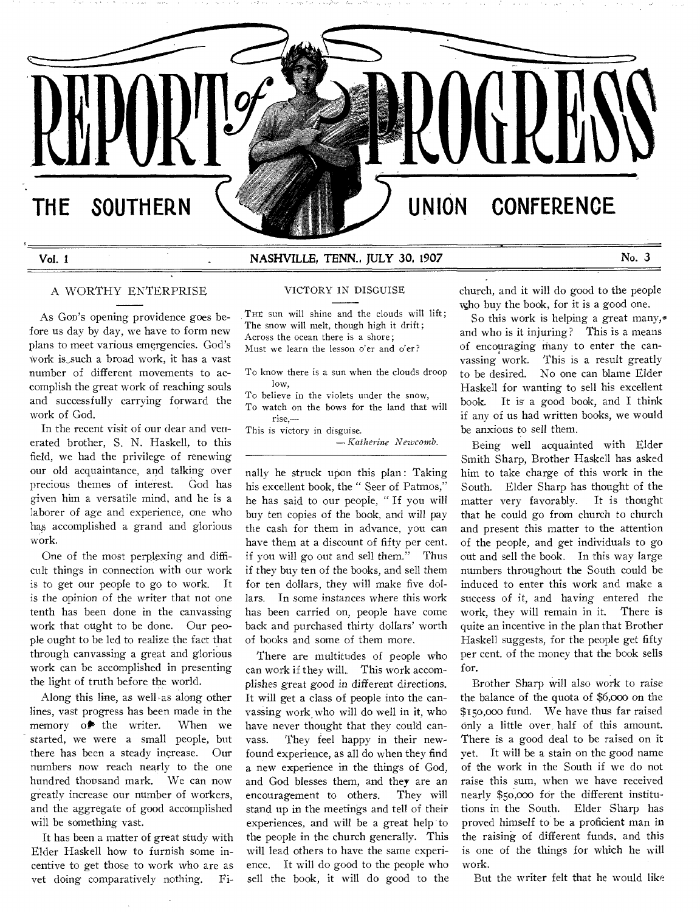# REPORT of PROGRESS

## THE SOUTHERN UNION CONFERENCE

Vol. 1 NASHVILLE, TENN., JULY 30, 1907 No. 3

### A WORTHY ENTERPRISE

As God's opening providence goes before us day by day, we have to form new plans to meet various emergencies. God's work is such a broad work, it has a vast number of different movements to accomplish the great work of reaching souls and successfully carrying forward the work of God.

In the recent visit of our dear and venerated brother, S. N. Haskell, to this field, we had the privilege of renewing our old acquaintance, and talking over precious themes of interest. God has given him a versatile mind, and he is a laborer of age and experience, one who has accomplished a grand and glorious work.

One of the most perplexing and difficult things in connection with our work is to get our people to go to work. It is the opinion of the writer that not one tenth has been done in the canvassing work that ought to be done. Our people ought to be led to realize the fact that through canvassing a great and glorious work can be accomplished in presenting the light of truth before the world.

Along this line, as well as along other lines, vast progress has been made in the memory of the writer. When we started, we were a small people, but there has been a steady increase. Our numbers now reach nearly to the one hundred thousand mark. We can now greatly increase our number of workers, and the aggregate of good accomplished will be something vast.

It has been a matter of great study with Elder Haskell how to furnish some incentive to get those to work who are as yet doing comparatively nothing. Finally he struck upon this plan: Taking his excellent book, the "Seer of Patmos," he has said to our people, "If you will buy ten copies of the book, and will pay the cash for them in advance, you can have them at a discount of fifty per cent. if you will go out and sell them." Thus if they buy ten of the books, and sell them for ten dollars, they will make five dollars. In some instances where this work has been carried on, people have come back and purchased thirty dollars' worth of books and some of them more.

There are multitudes of people who can work if they will. This work accomplishes great good in different directions. It will get a class of people into the canvassing work who will do well in it, who have never thought that they could canvass. They feel happy in their new-found experience, as all do when they find a new experience in the things of God, and God blesses them, and they are an encouragement to others. They will stand up in the meetings and tell of their experiences, and will be a great help to the people in the church generally. This will lead others to have the same experience. It will do good to the people who sell the book, it will do good to the church, and it will do good to the people who buy the book, for it is a good one.

So this work is helping a great many, and who is it injuring? This is a means of encouraging many to enter the canvassing work. This is a result greatly to be desired. No one can blame Elder Haskell for wanting to sell his excellent book. It is a good book, and I think if any of us had written books, we would be anxious to sell them.

Being well acquainted with Elder Smith Sharp, Brother Haskell has asked him to take charge of this work in the South. Elder Sharp has thought of the matter very favorably. It is thought that he could go from church to church and present this matter to the attention of the people, and get individuals to go out and sell the book. In this way large numbers throughout the South could be induced to enter this work and make a success of it, and having entered the work, they will remain in it. There is quite an incentive in the plan that Brother Haskell suggests, for the people get fifty per cent. of the money that the book sells for.

Brother Sharp will also work to raise the balance of the quota of $6,000 on the $150,000 fund. We have thus far raised only a little over half of this amount. There is a good deal to be raised on it yet. It will be a stain on the good name of the work in the South if we do not raise this sum, when we have received nearly $50,000 for the different institutions in the South. Elder Sharp has proved himself to be a proficient man in the raising of different funds, and this is one of the things for which he will work.

But the writer felt that he would like

### VICTORY IN DISGUISE

The sun will shine and the clouds will lift;  
The snow will melt, though high it drift;  
Across the ocean there is a shore;  
Must we learn the lesson o'er and o'er?

To know there is a sun when the clouds droop low,  
To believe in the violets under the snow,  
To watch on the bows for the land that will rise,—  
This is victory in disguise.

— *Katherine Newcomb.*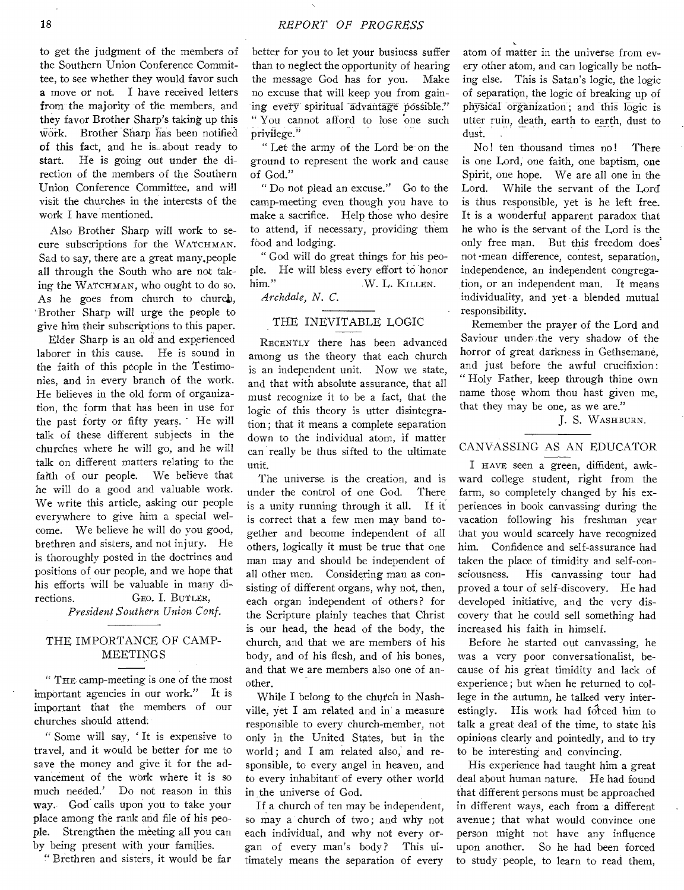to get the judgment of the members of the Southern Union Conference Committee, to see whether they would favor such a move or not. I have received letters from the majority of the members, and they favor Brother Sharp's taking up this work. Brother Sharp has been notified of this fact, and he is about ready to start. He is going out under the direction of the members of the Southern Union Conference Committee, and will visit the churches in the interests of the work I have mentioned.

Also Brother Sharp will work to secure subscriptions for the WATCHMAN. Sad to say, there are a great many people all through the South who are not taking the WATCHMAN, who ought to do so. As he goes from church to church, Brother Sharp will urge the people to give him their subscriptions to this paper.

Elder Sharp is an old and experienced laborer in this cause. He is sound in the faith of this people in the Testimonies, and in every branch of the work. He believes in the old form of organization, the form that has been in use for the past forty or fifty years. He will talk of these different subjects in the churches where he will go, and he will talk on different matters relating to the faith of our people. We believe that he will do a good and valuable work. We write this article, asking our people everywhere to give him a special welcome. We believe he will do you good, brethren and sisters, and not injury. He is thoroughly posted in the doctrines and positions of our people, and we hope that his efforts will be valuable in many directions.

GEO. I. BUTLER,
*President Southern Union Conf.*

## THE IMPORTANCE OF CAMP-MEETINGS

"THE camp-meeting is one of the most important agencies in our work." It is important that the members of our churches should attend.

"Some will say, 'It is expensive to travel, and it would be better for me to save the money and give it for the advancement of the work where it is so much needed.' Do not reason in this way. God calls upon you to take your place among the rank and file of his people. Strengthen the meeting all you can by being present with your families.

"Brethren and sisters, it would be far better for you to let your business suffer than to neglect the opportunity of hearing the message God has for you. Make no excuse that will keep you from gaining every spiritual advantage possible." "You cannot afford to lose one such privilege."

"Let the army of the Lord be on the ground to represent the work and cause of God."

"Do not plead an excuse." Go to the camp-meeting even though you have to make a sacrifice. Help those who desire to attend, if necessary, providing them food and lodging.

"God will do great things for his people. He will bless every effort to honor him."

W. L. KILLEN.
*Archdale, N. C.*

## THE INEVITABLE LOGIC

RECENTLY there has been advanced among us the theory that each church is an independent unit. Now we state, and that with absolute assurance, that all must recognize it to be a fact, that the logic of this theory is utter disintegration; that it means a complete separation down to the individual atom, if matter can really be thus sifted to the ultimate unit.

The universe is the creation, and is under the control of one God. There is a unity running through it all. If it is correct that a few men may band together and become independent of all others, logically it must be true that one man may and should be independent of all other men. Considering man as consisting of different organs, why not, then, each organ independent of others? for the Scripture plainly teaches that Christ is our head, the head of the body, the church, and that we are members of his body, and of his flesh, and of his bones, and that we are members also one of another.

While I belong to the church in Nashville, yet I am related and in a measure responsible to every church-member, not only in the United States, but in the world; and I am related also, and responsible, to every angel in heaven, and to every inhabitant of every other world in the universe of God.

If a church of ten may be independent, so may a church of two; and why not each individual, and why not every organ of every man's body? This ultimately means the separation of every atom of matter in the universe from every other atom, and can logically be nothing else. This is Satan's logic, the logic of separation, the logic of breaking up of physical organization; and this logic is utter ruin, death, earth to earth, dust to dust.

No! ten thousand times no! There is one Lord, one faith, one baptism, one Spirit, one hope. We are all one in the Lord. While the servant of the Lord is thus responsible, yet is he left free. It is a wonderful apparent paradox that he who is the servant of the Lord is the only free man. But this freedom does not mean difference, contest, separation, independence, an independent congregation, or an independent man. It means individuality, and yet a blended mutual responsibility.

Remember the prayer of the Lord and Saviour under the very shadow of the horror of great darkness in Gethsemane, and just before the awful crucifixion: "Holy Father, keep through thine own name those whom thou hast given me, that they may be one, as we are."

J. S. WASHBURN.

## CANVASSING AS AN EDUCATOR

I HAVE seen a green, diffident, awkward college student, right from the farm, so completely changed by his experiences in book canvassing during the vacation following his freshman year that you would scarcely have recognized him. Confidence and self-assurance had taken the place of timidity and self-consciousness. His canvassing tour had proved a tour of self-discovery. He had developed initiative, and the very discovery that he could sell something had increased his faith in himself.

Before he started out canvassing, he was a very poor conversationalist, because of his great timidity and lack of experience; but when he returned to college in the autumn, he talked very interestingly. His work had forced him to talk a great deal of the time, to state his opinions clearly and pointedly, and to try to be interesting and convincing.

His experience had taught him a great deal about human nature. He had found that different persons must be approached in different ways, each from a different avenue; that what would convince one person might not have any influence upon another. So he had been forced to study people, to learn to read them,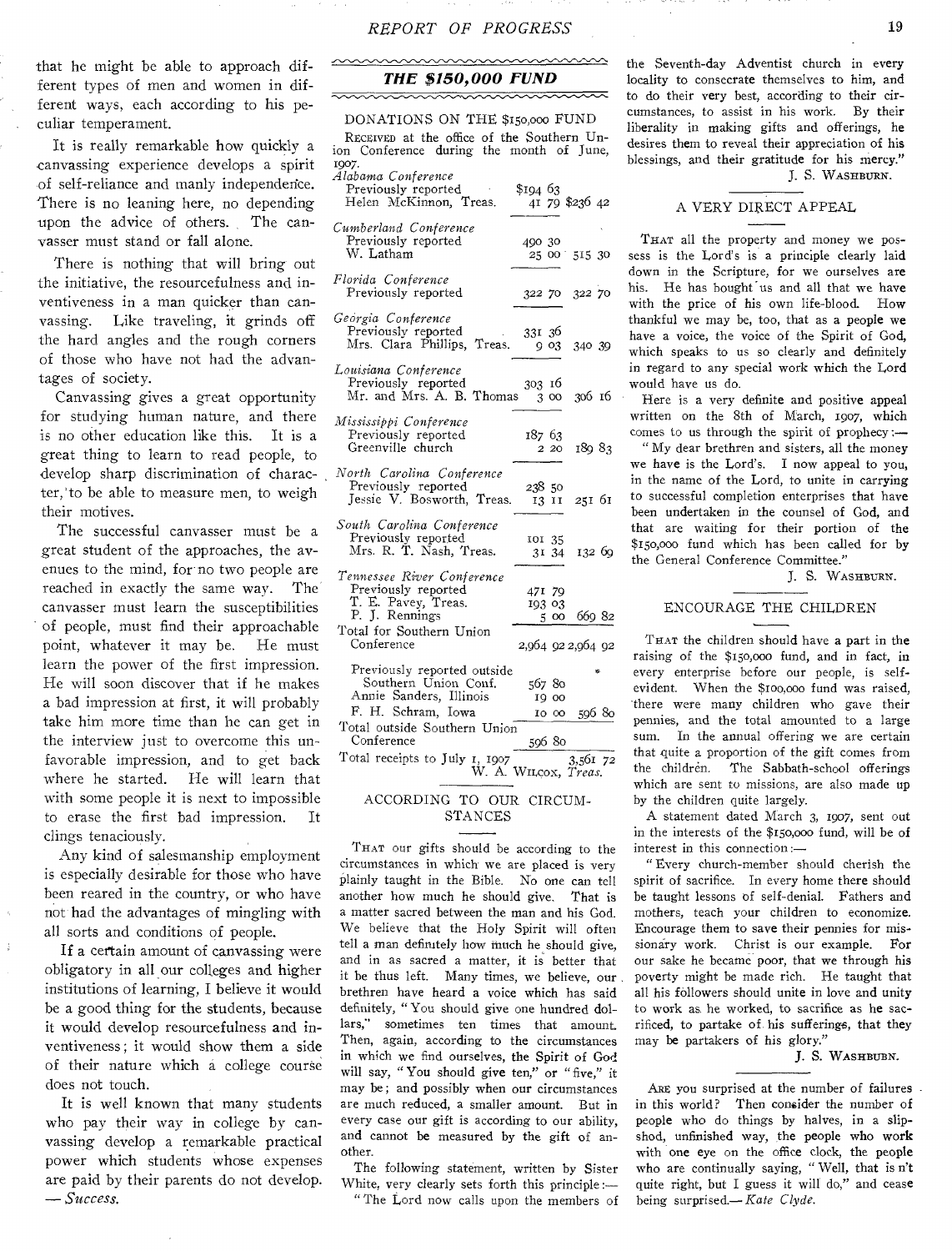that he might be able to approach different types of men and women in different ways, each according to his peculiar temperament.

It is really remarkable how quickly a canvassing experience develops a spirit of self-reliance and manly independence. There is no leaning here, no depending upon the advice of others. The canvasser must stand or fall alone.

There is nothing that will bring out the initiative, the resourcefulness and inventiveness in a man quicker than canvassing. Like traveling, it grinds off the hard angles and the rough corners of those who have not had the advantages of society.

Canvassing gives a great opportunity for studying human nature, and there is no other education like this. It is a great thing to learn to read people, to develop sharp discrimination of character, to be able to measure men, to weigh their motives.

The successful canvasser must be a great student of the approaches, the avenues to the mind, for no two people are reached in exactly the same way. The canvasser must learn the susceptibilities of people, must find their approachable point, whatever it may be. He must learn the power of the first impression. He will soon discover that if he makes a bad impression at first, it will probably take him more time than he can get in the interview just to overcome this unfavorable impression, and to get back where he started. He will learn that with some people it is next to impossible to erase the first bad impression. It clings tenaciously.

Any kind of salesmanship employment is especially desirable for those who have been reared in the country, or who have not had the advantages of mingling with all sorts and conditions of people.

If a certain amount of canvassing were obligatory in all our colleges and higher institutions of learning, I believe it would be a good thing for the students, because it would develop resourcefulness and inventiveness; it would show them a side of their nature which a college course does not touch.

It is well known that many students who pay their way in college by canvassing develop a remarkable practical power which students whose expenses are paid by their parents do not develop.
— *Success.*

## *THE $150,000 FUND*

### DONATIONS ON THE $150,000 FUND

RECEIVED at the office of the Southern Union Conference during the month of June, 1907.

| | | |
|---|---|---|
| *Alabama Conference* | | |
| Previously reported | $194 63 | |
| Helen McKinnon, Treas. | 41 79 | $236 42 |
| *Cumberland Conference* | | |
| Previously reported | 490 30 | |
| W. Latham | 25 00 | 515 30 |
| *Florida Conference* | | |
| Previously reported | 322 70 | 322 70 |
| *Georgia Conference* | | |
| Previously reported | 331 36 | |
| Mrs. Clara Phillips, Treas. | 9 03 | 340 39 |
| *Louisiana Conference* | | |
| Previously reported | 303 16 | |
| Mr. and Mrs. A. B. Thomas | 3 00 | 306 16 |
| *Mississippi Conference* | | |
| Previously reported | 187 63 | |
| Greenville church | 2 20 | 189 83 |
| *North Carolina Conference* | | |
| Previously reported | 238 50 | |
| Jessie V. Bosworth, Treas. | 13 11 | 251 61 |
| *South Carolina Conference* | | |
| Previously reported | 101 35 | |
| Mrs. R. T. Nash, Treas. | 31 34 | 132 69 |
| *Tennessee River Conference* | | |
| Previously reported | 471 79 | |
| T. E. Pavey, Treas. | 193 03 | |
| P. J. Rennings | 5 00 | 669 82 |
| Total for Southern Union Conference | 2,964 92 | 2,964 92 |
| Previously reported outside Southern Union Conf. | 567 80 | |
| Annie Sanders, Illinois | 19 00 | |
| F. H. Schram, Iowa | 10 00 | 596 80 |
| Total outside Southern Union Conference | | 596 80 |
| Total receipts to July 1, 1907 | | 3,561 72 |

W. A. WILCOX, *Treas.*

### ACCORDING TO OUR CIRCUMSTANCES

THAT our gifts should be according to the circumstances in which we are placed is very plainly taught in the Bible. No one can tell another how much he should give. That is a matter sacred between the man and his God. We believe that the Holy Spirit will often tell a man definitely how much he should give, and in as sacred a matter, it is better that it be thus left. Many times, we believe, our brethren have heard a voice which has said definitely, "You should give one hundred dollars," sometimes ten times that amount. Then, again, according to the circumstances in which we find ourselves, the Spirit of God will say, "You should give ten," or "five," it may be; and possibly when our circumstances are much reduced, a smaller amount. But in every case our gift is according to our ability, and cannot be measured by the gift of another.

The following statement, written by Sister White, very clearly sets forth this principle:—

"The Lord now calls upon the members of the Seventh-day Adventist church in every locality to consecrate themselves to him, and to do their very best, according to their circumstances, to assist in his work. By their liberality in making gifts and offerings, he desires them to reveal their appreciation of his blessings, and their gratitude for his mercy."

J. S. WASHBURN.

### A VERY DIRECT APPEAL

THAT all the property and money we possess is the Lord's is a principle clearly laid down in the Scripture, for we ourselves are his. He has bought us and all that we have with the price of his own life-blood. How thankful we may be, too, that as a people we have a voice, the voice of the Spirit of God, which speaks to us so clearly and definitely in regard to any special work which the Lord would have us do.

Here is a very definite and positive appeal written on the 8th of March, 1907, which comes to us through the spirit of prophecy:—

"My dear brethren and sisters, all the money we have is the Lord's. I now appeal to you, in the name of the Lord, to unite in carrying to successful completion enterprises that have been undertaken in the counsel of God, and that are waiting for their portion of the $150,000 fund which has been called for by the General Conference Committee."

J. S. WASHBURN.

### ENCOURAGE THE CHILDREN

THAT the children should have a part in the raising of the $150,000 fund, and in fact, in every enterprise before our people, is self-evident. When the $100,000 fund was raised, there were many children who gave their pennies, and the total amounted to a large sum. In the annual offering we are certain that quite a proportion of the gift comes from the children. The Sabbath-school offerings which are sent to missions, are also made up by the children quite largely.

A statement dated March 3, 1907, sent out in the interests of the $150,000 fund, will be of interest in this connection:—

"Every church-member should cherish the spirit of sacrifice. In every home there should be taught lessons of self-denial. Fathers and mothers, teach your children to economize. Encourage them to save their pennies for missionary work. Christ is our example. For our sake he became poor, that we through his poverty might be made rich. He taught that all his followers should unite in love and unity to work as he worked, to sacrifice as he sacrificed, to partake of his sufferings, that they may be partakers of his glory."

J. S. WASHBURN.

---

ARE you surprised at the number of failures in this world? Then consider the number of people who do things by halves, in a slipshod, unfinished way, the people who work with one eye on the office clock, the people who are continually saying, "Well, that isn't quite right, but I guess it will do," and cease being surprised.— *Kate Clyde.*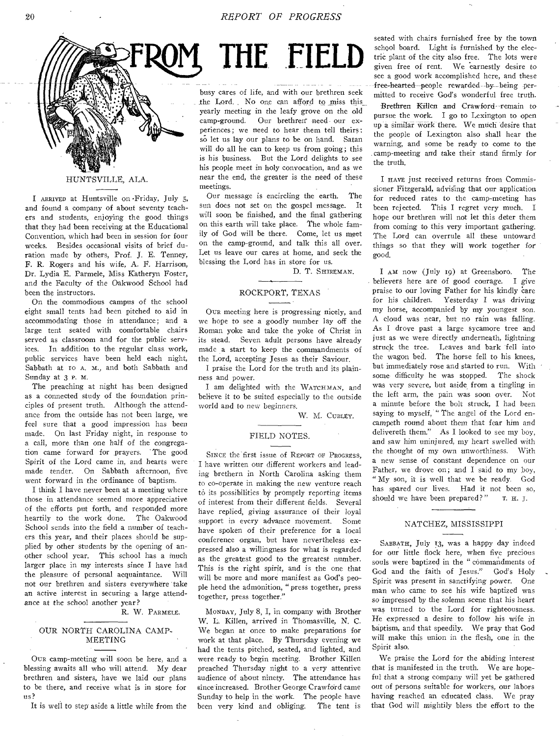# FROM THE FIELD

## HUNTSVILLE, ALA.

I ARRIVED at Huntsville on Friday, July 5, and found a company of about seventy teachers and students, enjoying the good things that they had been receiving at the Educational Convention, which had been in session for four weeks. Besides occasional visits of brief duration made by others, Prof. J. E. Tenney, F. R. Rogers and his wife, A. F. Harrison, Dr. Lydia E. Parmele, Miss Katheryn Foster, and the Faculty of the Oakwood School had been the instructors.

On the commodious campus of the school eight small tents had been pitched to aid in accommodating those in attendance; and a large tent seated with comfortable chairs served as classroom and for the public services. In addition to the regular class work, public services have been held each night, Sabbath at 10 A. M., and both Sabbath and Sunday at 3 P. M.

The preaching at night has been designed as a connected study of the foundation principles of present truth. Although the attendance from the outside has not been large, we feel sure that a good impression has been made. On last Friday night, in response to a call, more than one half of the congregation came forward for prayers. The good Spirit of the Lord came in, and hearts were made tender. On Sabbath afternoon, five went forward in the ordinance of baptism.

I think I have never been at a meeting where those in attendance seemed more appreciative of the efforts put forth, and responded more heartily to the work done. The Oakwood School sends into the field a number of teachers this year, and their places should be supplied by other students by the opening of another school year. This school has a much larger place in my interests since I have had the pleasure of personal acquaintance. Will not our brethren and sisters everywhere take an active interest in securing a large attendance at the school another year?

R. W. PARMELE.

## OUR NORTH CAROLINA CAMP-MEETING

OUR camp-meeting will soon be here, and a blessing awaits all who will attend. My dear brethren and sisters, have we laid our plans to be there, and receive what is in store for us?

It is well to step aside a little while from the busy cares of life, and with our brethren seek the Lord. No one can afford to miss this yearly meeting in the leafy grove on the old camp-ground. Our brethren need our experiences; we need to hear them tell theirs: so let us lay our plans to be on hand. Satan will do all he can to keep us from going; this is his business. But the Lord delights to see his people meet in holy convocation, and as we near the end, the greater is the need of these meetings.

Our message is encircling the earth. The sun does not set on the gospel message. It will soon be finished, and the final gathering on this earth will take place. The whole family of God will be there. Come, let us meet on the camp-ground, and talk this all over. Let us leave our cares at home, and seek the blessing the Lord has in store for us.

D. T. SHIREMAN.

## ROCKPORT, TEXAS

OUR meeting here is progressing nicely, and we hope to see a goodly number lay off the Roman yoke and take the yoke of Christ in its stead. Seven adult persons have already made a start to keep the commandments of the Lord, accepting Jesus as their Saviour.

I praise the Lord for the truth and its plainness and power.

I am delighted with the WATCHMAN, and believe it to be suited especially to the outside world and to new beginners.

W. M. CUBLEY.

## FIELD NOTES.

SINCE the first issue of REPORT OF PROGRESS, I have written our different workers and leading brethern in North Carolina asking them to co-operate in making the new venture reach to its possibilities by promptly reporting items of interest from their different fields. Several have replied, giving assurance of their loyal support in every advance movement. Some have spoken of their preference for a local conference organ, but have nevertheless expressed also a willingness for what is regarded as the greatest good to the greatest number. This is the right spirit, and is the one that will be more and more manifest as God's people heed the admonition, "press together, press together, press together."

MONDAY, July 8, I, in company with Brother W. L. Killen, arrived in Thomasville, N. C. We began at once to make preparations for work at that place. By Thursday evening we had the tents pitched, seated, and lighted, and were ready to begin meeting. Brother Killen preached Thursday night to a very attentive audience of about ninety. The attendance has since increased. Brother George Crawford came Sunday to help in the work. The people have been very kind and obliging. The tent is seated with chairs furnished free by the town school board. Light is furnished by the electric plant of the city also free. The lots were given free of rent. We earnestly desire to see a good work accomplished here, and these free-hearted people rewarded by being permitted to receive God's wonderful free truth.

Brethren Killen and Crawford remain to pursue the work. I go to Lexington to open up a similar work there. We much desire that the people of Lexington also shall hear the warning, and some be ready to come to the camp-meeting and take their stand firmly for the truth.

I HAVE just received returns from Commissioner Fitzgerald, advising that our application for reduced rates to the camp-meeting has been rejected. This I regret very much. I hope our brethren will not let this deter them from coming to this very important gathering. The Lord can overrule all these untoward things so that they will work together for good.

I AM now (July 19) at Greensboro. The believers here are of good courage. I give praise to our loving Father for his kindly care for his children. Yesterday I was driving my horse, accompanied by my youngest son. A cloud was near, but no rain was falling. As I drove past a large sycamore tree and just as we were directly underneath, lightning struck the tree. Leaves and bark fell into the wagon bed. The horse fell to his knees, but immediately rose and started to run. With some difficulty he was stopped. The shock was very severe, but aside from a tingling in the left arm, the pain was soon over. Not a minute before the bolt struck, I had been saying to myself, "The angel of the Lord encampeth round about them that fear him and delivereth them." As I looked to see my boy, and saw him uninjured, my heart swelled with the thought of my own unworthiness. With a new sense of constant dependence on our Father, we drove on; and I said to my boy, "My son, it is well that we be ready. God has spared our lives. Had it not been so, should we have been prepared?"

T. H. J.

## NATCHEZ, MISSISSIPPI

SABBATH, July 13, was a happy day indeed for our little flock here, when five precious souls were baptized in the "commandments of God and the faith of Jesus." God's Holy Spirit was present in sanctifying power. One man who came to see his wife baptized was so impressed by the solemn scene that his heart was turned to the Lord for righteousness. He expressed a desire to follow his wife in baptism, and that speedily. We pray that God will make this union in the flesh, one in the Spirit also.

We praise the Lord for the abiding interest that is manifested in the truth. We are hopeful that a strong company will yet be gathered out of persons suitable for workers, our labors having reached an educated class. We pray that God will mightily bless the effort to the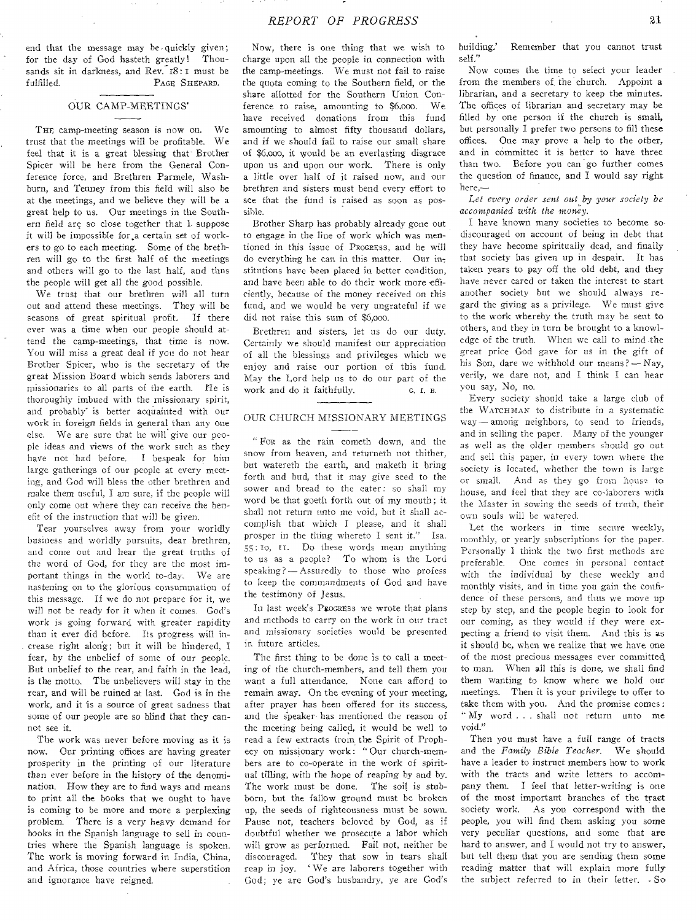end that the message may be quickly given; for the day of God hasteth greatly! Thousands sit in darkness, and Rev. 18:1 must be fulfilled. PAGE SHEPARD.

## OUR CAMP-MEETINGS'

THE camp-meeting season is now on. We trust that the meetings will be profitable. We feel that it is a great blessing that Brother Spicer will be here from the General Conference force, and Brethren Parmele, Washburn, and Tenney from this field will also be at the meetings, and we believe they will be a great help to us. Our meetings in the Southern field are so close together that I suppose it will be impossible for a certain set of workers to go to each meeting. Some of the brethren will go to the first half of the meetings and others will go to the last half, and thus the people will get all the good possible.

We trust that our brethren will all turn out and attend these meetings. They will be seasons of great spiritual profit. If there ever was a time when our people should attend the camp-meetings, that time is now. You will miss a great deal if you do not hear Brother Spicer, who is the secretary of the great Mission Board which sends laborers and missionaries to all parts of the earth. He is thoroughly imbued with the missionary spirit, and probably is better acquainted with our work in foreign fields in general than any one else. We are sure that he will give our people ideas and views of the work such as they have not had before. I bespeak for him large gatherings of our people at every meeting, and God will bless the other brethren and make them useful, I am sure, if the people will only come out where they can receive the benefit of the instruction that will be given.

Tear yourselves away from your worldly business and worldly pursuits, dear brethren, and come out and hear the great truths of the word of God, for they are the most important things in the world to-day. We are hastening on to the glorious consummation of this message. If we do not prepare for it, we will not be ready for it when it comes. God's work is going forward with greater rapidity than it ever did before. Its progress will increase right along; but it will be hindered, I fear, by the unbelief of some of our people. But unbelief to the rear, and faith in the lead, is the motto. The unbelievers will stay in the rear, and will be ruined at last. God is in the work, and it is a source of great sadness that some of our people are so blind that they cannot see it.

The work was never before moving as it is now. Our printing offices are having greater prosperity in the printing of our literature than ever before in the history of the denomination. How they are to find ways and means to print all the books that we ought to have is coming to be more and more a perplexing problem. There is a very heavy demand for books in the Spanish language to sell in countries where the Spanish language is spoken. The work is moving forward in India, China, and Africa, those countries where superstition and ignorance have reigned.

Now, there is one thing that we wish to charge upon all the people in connection with the camp-meetings. We must not fail to raise the quota coming to the Southern field, or the share allotted for the Southern Union Conference to raise, amounting to $6,000. We have received donations from this fund amounting to almost fifty thousand dollars, and if we should fail to raise our small share of $6,000, it would be an everlasting disgrace upon us and upon our work. There is only a little over half of it raised now, and our brethren and sisters must bend every effort to see that the fund is raised as soon as possible.

Brother Sharp has probably already gone out to engage in the line of work which was mentioned in this issue of PROGRESS, and he will do everything he can in this matter. Our institutions have been placed in better condition, and have been able to do their work more efficiently, because of the money received on this fund, and we would be very ungrateful if we did not raise this sum of $6,000.

Brethren and sisters, let us do our duty. Certainly we should manifest our appreciation of all the blessings and privileges which we enjoy and raise our portion of this fund. May the Lord help us to do our part of the work and do it faithfully. G. I. B.

## OUR CHURCH MISSIONARY MEETINGS

"FOR as the rain cometh down, and the snow from heaven, and returneth not thither, but watereth the earth, and maketh it bring forth and bud, that it may give seed to the sower and bread to the eater: so shall my word be that goeth forth out of my mouth; it shall not return unto me void, but it shall accomplish that which I please, and it shall prosper in the thing whereto I sent it." Isa. 55:10, 11. Do these words mean anything to us as a people? To whom is the Lord speaking? — Assuredly to those who profess to keep the commandments of God and have the testimony of Jesus.

In last week's PROGRESS we wrote that plans and methods to carry on the work in our tract and missionary societies would be presented in future articles.

The first thing to be done is to call a meeting of the church-members, and tell them you want a full attendance. None can afford to remain away. On the evening of your meeting, after prayer has been offered for its success, and the speaker has mentioned the reason of the meeting being called, it would be well to read a few extracts from the Spirit of Prophecy on missionary work: "Our church-members are to co-operate in the work of spiritual tilling, with the hope of reaping by and by. The work must be done. The soil is stubborn, but the fallow ground must be broken up, the seeds of righteousness must be sown. Pause not, teachers beloved by God, as if doubtful whether we prosecute a labor which will grow as performed. Fail not, neither be discouraged. They that sow in tears shall reap in joy. 'We are laborers together with God; ye are God's husbandry, ye are God's building.' Remember that you cannot trust self."

Now comes the time to select your leader from the members of the church. Appoint a librarian, and a secretary to keep the minutes. The offices of librarian and secretary may be filled by one person if the church is small, but personally I prefer two persons to fill these offices. One may prove a help to the other, and in committee it is better to have three than two. Before you can go further comes the question of finance, and I would say right here,—

*Let every order sent out by your society be accompanied with the money.*

I have known many societies to become so discouraged on account of being in debt that they have become spiritually dead, and finally that society has given up in despair. It has taken years to pay off the old debt, and they have never cared or taken the interest to start another society but we should always regard the giving as a privilege. We must give to the work whereby the truth may be sent to others, and they in turn be brought to a knowledge of the truth. When we call to mind the great price God gave for us in the gift of his Son, dare we withhold our means? — Nay, verily, we dare not, and I think I can hear you say, No, no.

Every society should take a large club of the WATCHMAN to distribute in a systematic way — among neighbors, to send to friends, and in selling the paper. Many of the younger as well as the older members should go out and sell this paper, in every town where the society is located, whether the town is large or small. And as they go from house to house, and feel that they are co-laborers with the Master in sowing the seeds of truth, their own souls will be watered.

Let the workers in time secure weekly, monthly, or yearly subscriptions for the paper. Personally I think the two first methods are preferable. One comes in personal contact with the individual by these weekly and monthly visits, and in time you gain the confidence of these persons, and thus we move up step by step, and the people begin to look for our coming, as they would if they were expecting a friend to visit them. And this is as it should be, when we realize that we have one of the most precious messages ever committed to man. When all this is done, we shall find them wanting to know where we hold our meetings. Then it is your privilege to offer to take them with you. And the promise comes: "My word . . . shall not return unto me void."

Then you must have a full range of tracts and the *Family Bible Teacher*. We should have a leader to instruct members how to work with the tracts and write letters to accompany them. I feel that letter-writing is one of the most important branches of the tract society work. As you correspond with the people, you will find them asking you some very peculiar questions, and some that are hard to answer, and I would not try to answer, but tell them that you are sending them some reading matter that will explain more fully the subject referred to in their letter. So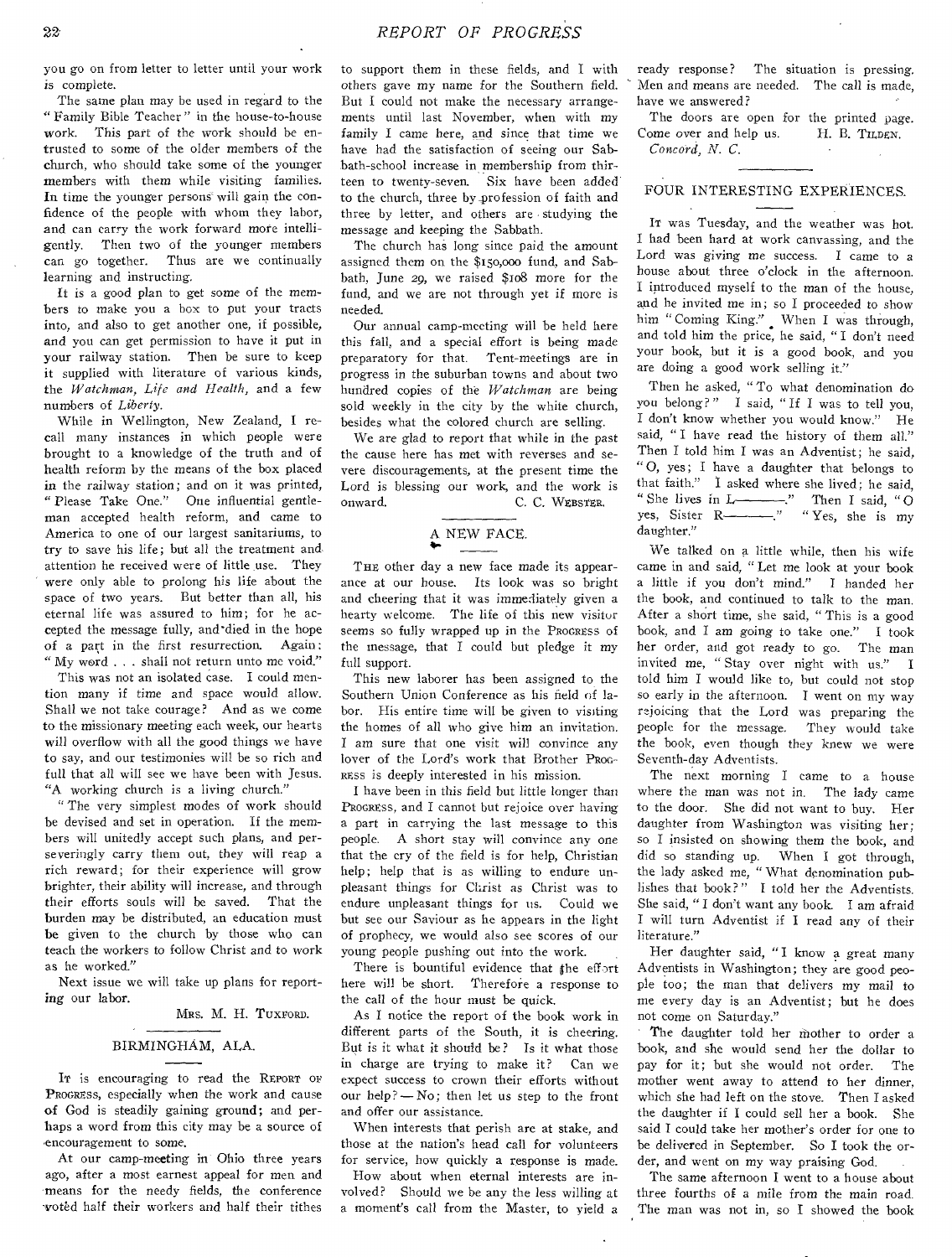you go on from letter to letter until your work is complete.

The same plan may be used in regard to the "Family Bible Teacher" in the house-to-house work. This part of the work should be entrusted to some of the older members of the church, who should take some of the younger members with them while visiting families. In time the younger persons will gain the confidence of the people with whom they labor, and can carry the work forward more intelligently. Then two of the younger members can go together. Thus are we continually learning and instructing.

It is a good plan to get some of the members to make you a box to put your tracts into, and also to get another one, if possible, and you can get permission to have it put in your railway station. Then be sure to keep it supplied with literature of various kinds, the *Watchman*, *Life and Health*, and a few numbers of *Liberty*.

While in Wellington, New Zealand, I recall many instances in which people were brought to a knowledge of the truth and of health reform by the means of the box placed in the railway station; and on it was printed, "Please Take One." One influential gentleman accepted health reform, and came to America to one of our largest sanitariums, to try to save his life; but all the treatment and attention he received were of little use. They were only able to prolong his life about the space of two years. But better than all, his eternal life was assured to him; for he accepted the message fully, and died in the hope of a part in the first resurrection. Again: "My word . . . shall not return unto me void."

This was not an isolated case. I could mention many if time and space would allow. Shall we not take courage? And as we come to the missionary meeting each week, our hearts will overflow with all the good things we have to say, and our testimonies will be so rich and full that all will see we have been with Jesus. "A working church is a living church."

"The very simplest modes of work should be devised and set in operation. If the members will unitedly accept such plans, and perseveringly carry them out, they will reap a rich reward; for their experience will grow brighter, their ability will increase, and through their efforts souls will be saved. That the burden may be distributed, an education must be given to the church by those who can teach the workers to follow Christ and to work as he worked."

Next issue we will take up plans for reporting our labor.

MRS. M. H. TUXFORD.

## BIRMINGHAM, ALA.

It is encouraging to read the REPORT OF PROGRESS, especially when the work and cause of God is steadily gaining ground; and perhaps a word from this city may be a source of encouragement to some.

At our camp-meeting in Ohio three years ago, after a most earnest appeal for men and means for the needy fields, the conference voted half their workers and half their tithes to support them in these fields, and I with others gave my name for the Southern field. But I could not make the necessary arrangements until last November, when with my family I came here, and since that time we have had the satisfaction of seeing our Sabbath-school increase in membership from thirteen to twenty-seven. Six have been added to the church, three by profession of faith and three by letter, and others are studying the message and keeping the Sabbath.

The church has long since paid the amount assigned them on the $150,000 fund, and Sabbath, June 29, we raised $108 more for the fund, and we are not through yet if more is needed.

Our annual camp-meeting will be held here this fall, and a special effort is being made preparatory for that. Tent-meetings are in progress in the suburban towns and about two hundred copies of the *Watchman* are being sold weekly in the city by the white church, besides what the colored church are selling.

We are glad to report that while in the past the cause here has met with reverses and severe discouragements, at the present time the Lord is blessing our work, and the work is onward.

C. C. WEBSTER.

## A NEW FACE.

The other day a new face made its appearance at our house. Its look was so bright and cheering that it was immediately given a hearty welcome. The life of this new visitor seems so fully wrapped up in the PROGRESS of the message, that I could but pledge it my full support.

This new laborer has been assigned to the Southern Union Conference as his field of labor. His entire time will be given to visiting the homes of all who give him an invitation. I am sure that one visit will convince any lover of the Lord's work that Brother PROGRESS is deeply interested in his mission.

I have been in this field but little longer than PROGRESS, and I cannot but rejoice over having a part in carrying the last message to this people. A short stay will convince any one that the cry of the field is for help, Christian help; help that is as willing to endure unpleasant things for Christ as Christ was to endure unpleasant things for us. Could we but see our Saviour as he appears in the light of prophecy, we would also see scores of our young people pushing out into the work.

There is bountiful evidence that the effort here will be short. Therefore a response to the call of the hour must be quick.

As I notice the report of the book work in different parts of the South, it is cheering. But is it what it should be? Is it what those in charge are trying to make it? Can we expect success to crown their efforts without our help? — No; then let us step to the front and offer our assistance.

When interests that perish are at stake, and those at the nation's head call for volunteers for service, how quickly a response is made.

How about when eternal interests are involved? Should we be any the less willing at a moment's call from the Master, to yield a ready response? The situation is pressing. Men and means are needed. The call is made, have we answered?

The doors are open for the printed page. Come over and help us.

H. B. TILDEN.

*Concord, N. C.*

## FOUR INTERESTING EXPERIENCES.

It was Tuesday, and the weather was hot. I had been hard at work canvassing, and the Lord was giving me success. I came to a house about three o'clock in the afternoon. I introduced myself to the man of the house, and he invited me in; so I proceeded to show him "Coming King." When I was through, and told him the price, he said, "I don't need your book, but it is a good book, and you are doing a good work selling it."

Then he asked, "To what denomination do you belong?" I said, "If I was to tell you, I don't know whether you would know." He said, "I have read the history of them all." Then I told him I was an Adventist; he said, "O, yes; I have a daughter that belongs to that faith." I asked where she lived; he said, "She lives in L———." Then I said, "O yes, Sister R———." "Yes, she is my daughter."

We talked on a little while, then his wife came in and said, "Let me look at your book a little if you don't mind." I handed her the book, and continued to talk to the man. After a short time, she said, "This is a good book, and I am going to take one." I took her order, and got ready to go. The man invited me, "Stay over night with us." I told him I would like to, but could not stop so early in the afternoon. I went on my way rejoicing that the Lord was preparing the people for the message. They would take the book, even though they knew we were Seventh-day Adventists.

The next morning I came to a house where the man was not in. The lady came to the door. She did not want to buy. Her daughter from Washington was visiting her; so I insisted on showing them the book, and did so standing up. When I got through, the lady asked me, "What denomination publishes that book?" I told her the Adventists. She said, "I don't want any book. I am afraid I will turn Adventist if I read any of their literature."

Her daughter said, "I know a great many Adventists in Washington; they are good people too; the man that delivers my mail to me every day is an Adventist; but he does not come on Saturday."

The daughter told her mother to order a book, and she would send her the dollar to pay for it; but she would not order. The mother went away to attend to her dinner, which she had left on the stove. Then I asked the daughter if I could sell her a book. She said I could take her mother's order for one to be delivered in September. So I took the order, and went on my way praising God.

The same afternoon I went to a house about three fourths of a mile from the main road. The man was not in, so I showed the book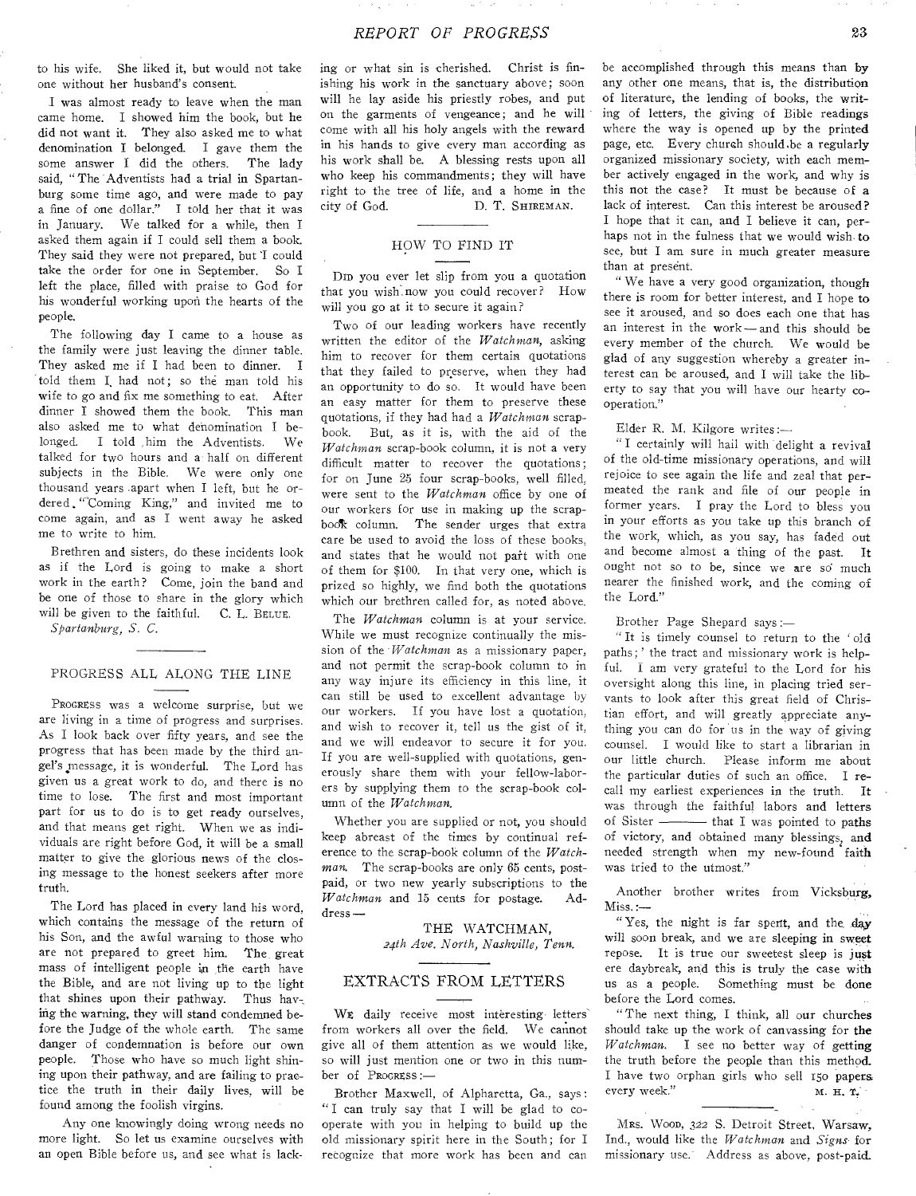to his wife. She liked it, but would not take one without her husband's consent.

I was almost ready to leave when the man came home. I showed him the book, but he did not want it. They also asked me to what denomination I belonged. I gave them the some answer I did the others. The lady said, "The Adventists had a trial in Spartanburg some time ago, and were made to pay a fine of one dollar." I told her that it was in January. We talked for a while, then I asked them again if I could sell them a book. They said they were not prepared, but I could take the order for one in September. So I left the place, filled with praise to God for his wonderful working upon the hearts of the people.

The following day I came to a house as the family were just leaving the dinner table. They asked me if I had been to dinner. I told them I had not; so the man told his wife to go and fix me something to eat. After dinner I showed them the book. This man also asked me to what denomination I belonged. I told him the Adventists. We talked for two hours and a half on different subjects in the Bible. We were only one thousand years apart when I left, but he ordered "Coming King," and invited me to come again, and as I went away he asked me to write to him.

Brethren and sisters, do these incidents look as if the Lord is going to make a short work in the earth? Come, join the band and be one of those to share in the glory which will be given to the faithful. C. L. BELUE.

*Spartanburg, S. C.*

## PROGRESS ALL ALONG THE LINE

PROGRESS was a welcome surprise, but we are living in a time of progress and surprises. As I look back over fifty years, and see the progress that has been made by the third angel's message, it is wonderful. The Lord has given us a great work to do, and there is no time to lose. The first and most important part for us to do is to get ready ourselves, and that means get right. When we as individuals are right before God, it will be a small matter to give the glorious news of the closing message to the honest seekers after more truth.

The Lord has placed in every land his word, which contains the message of the return of his Son, and the awful warning to those who are not prepared to greet him. The great mass of intelligent people in the earth have the Bible, and are not living up to the light that shines upon their pathway. Thus having the warning, they will stand condemned before the Judge of the whole earth. The same danger of condemnation is before our own people. Those who have so much light shining upon their pathway, and are failing to practice the truth in their daily lives, will be found among the foolish virgins.

Any one knowingly doing wrong needs no more light. So let us examine ourselves with an open Bible before us, and see what is lacking or what sin is cherished. Christ is finishing his work in the sanctuary above; soon will he lay aside his priestly robes, and put on the garments of vengeance; and he will come with all his holy angels with the reward in his hands to give every man according as his work shall be. A blessing rests upon all who keep his commandments; they will have right to the tree of life, and a home in the city of God. D. T. SHIREMAN.

## HOW TO FIND IT

DID you ever let slip from you a quotation that you wish now you could recover? How will you go at it to secure it again?

Two of our leading workers have recently written the editor of the *Watchman*, asking him to recover for them certain quotations that they failed to preserve, when they had an opportunity to do so. It would have been an easy matter for them to preserve these quotations, if they had had a *Watchman* scrapbook. But, as it is, with the aid of the *Watchman* scrap-book column, it is not a very difficult matter to recover the quotations; for on June 25 four scrap-books, well filled, were sent to the *Watchman* office by one of our workers for use in making up the scrapbook column. The sender urges that extra care be used to avoid the loss of these books, and states that he would not part with one of them for $100. In that very one, which is prized so highly, we find both the quotations which our brethren called for, as noted above.

The *Watchman* column is at your service. While we must recognize continually the mission of the *Watchman* as a missionary paper, and not permit the scrap-book column to in any way injure its efficiency in this line, it can still be used to excellent advantage by our workers. If you have lost a quotation, and wish to recover it, tell us the gist of it, and we will endeavor to secure it for you. If you are well-supplied with quotations, generously share them with your fellow-laborers by supplying them to the scrap-book column of the *Watchman*.

Whether you are supplied or not, you should keep abreast of the times by continual reference to the scrap-book column of the *Watchman*. The scrap-books are only 65 cents, post-paid, or two new yearly subscriptions to the *Watchman* and 15 cents for postage. Address —

THE WATCHMAN,
*24th Ave. North, Nashville, Tenn.*

## EXTRACTS FROM LETTERS

WE daily receive most interesting letters from workers all over the field. We cannot give all of them attention as we would like, so will just mention one or two in this number of PROGRESS:—

Brother Maxwell, of Alpharetta, Ga., says: "I can truly say that I will be glad to cooperate with you in helping to build up the old missionary spirit here in the South; for I recognize that more work has been and can be accomplished through this means than by any other one means, that is, the distribution of literature, the lending of books, the writing of letters, the giving of Bible readings where the way is opened up by the printed page, etc. Every church should be a regularly organized missionary society, with each member actively engaged in the work, and why is this not the case? It must be because of a lack of interest. Can this interest be aroused? I hope that it can, and I believe it can, perhaps not in the fulness that we would wish to see, but I am sure in much greater measure than at present.

"We have a very good organization, though there is room for better interest, and I hope to see it aroused, and so does each one that has an interest in the work — and this should be every member of the church. We would be glad of any suggestion whereby a greater interest can be aroused, and I will take the liberty to say that you will have our hearty cooperation."

Elder R. M. Kilgore writes:—

"I certainly will hail with delight a revival of the old-time missionary operations, and will rejoice to see again the life and zeal that permeated the rank and file of our people in former years. I pray the Lord to bless you in your efforts as you take up this branch of the work, which, as you say, has faded out and become almost a thing of the past. It ought not so to be, since we are so much nearer the finished work, and the coming of the Lord."

Brother Page Shepard says:—

"It is timely counsel to return to the 'old paths;' the tract and missionary work is helpful. I am very grateful to the Lord for his oversight along this line, in placing tried servants to look after this great field of Christian effort, and will greatly appreciate anything you can do for us in the way of giving counsel. I would like to start a librarian in our little church. Please inform me about the particular duties of such an office. I recall my earliest experiences in the truth. It was through the faithful labors and letters of Sister ——— that I was pointed to paths of victory, and obtained many blessings, and needed strength when my new-found faith was tried to the utmost."

Another brother writes from Vicksburg, Miss.:—

"Yes, the night is far spent, and the day will soon break, and we are sleeping in sweet repose. It is true our sweetest sleep is just ere daybreak, and this is truly the case with us as a people. Something must be done before the Lord comes.

"The next thing, I think, all our churches should take up the work of canvassing for the *Watchman*. I see no better way of getting the truth before the people than this method. I have two orphan girls who sell 150 papers every week." M. H. T.

MRS. WOOD, 322 S. Detroit Street, Warsaw, Ind., would like the *Watchman* and *Signs* for missionary use. Address as above, post-paid.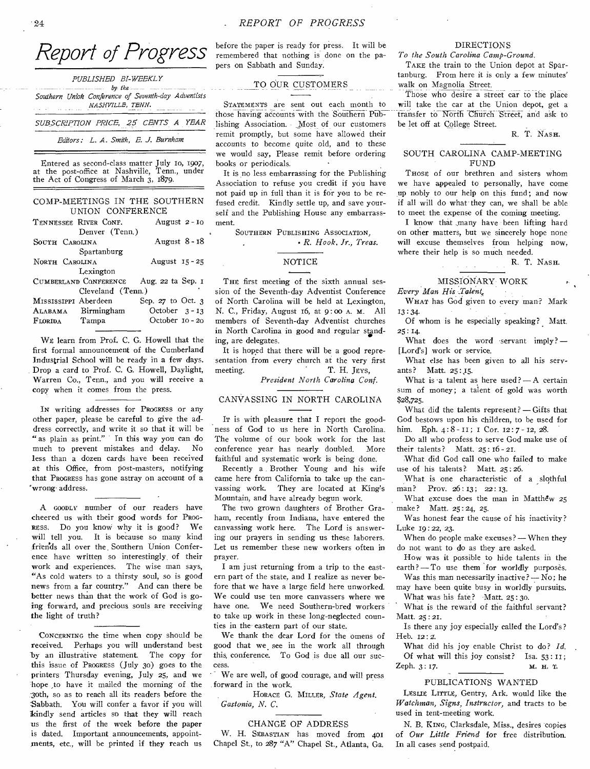# Report of Progress

*PUBLISHED BI-WEEKLY*
*by the*
*Southern Union Conference of Seventh-day Adventists*
*NASHVILLE, TENN.*

*SUBSCRIPTION PRICE, 25 CENTS A YEAR*

*Editors: L. A. Smith, E. J. Burnham*

Entered as second-class matter July 10, 1907, at the post-office at Nashville, Tenn., under the Act of Congress of March 3, 1879.

## COMP-MEETINGS IN THE SOUTHERN UNION CONFERENCE

| | | |
|---|---|---|
| TENNESSEE RIVER CONF. | Denver (Tenn.) | August 2 - 10 |
| SOUTH CAROLINA | Spartanburg | August 8 - 18 |
| NORTH CAROLINA | Lexington | August 15 - 25 |
| CUMBERLAND CONFERENCE | Cleveland (Tenn.) | Aug. 22 ta Sep. 1 |
| MISSISSIPPI | Aberdeen | Sep. 27 to Oct. 3 |
| ALABAMA | Birmingham | October 3 - 13 |
| FLORIDA | Tampa | October 10 - 20 |

WE learn from Prof. C. G. Howell that the first formal announcement of the Cumberland Industrial School will be ready in a few days. Drop a card to Prof. C. G. Howell, Daylight, Warren Co., Tenn., and you will receive a copy when it comes from the press.

IN writing addresses for PROGRESS or any other paper, please be careful to give the address correctly, and write it so that it will be "as plain as print." In this way you can do much to prevent mistakes and delay. No less than a dozen cards have been received at this Office, from post-masters, notifying that PROGRESS has gone astray on account of a wrong address.

A GOODLY number of our readers have cheered us with their good words for PROGRESS. Do you know why it is good? We will tell you. It is because so many kind friends all over the Southern Union Conference have written so interestingly of their work and experiences. The wise man says, "As cold waters to a thirsty soul, so is good news from a far country." And can there be better news than that the work of God is going forward, and precious souls are receiving the light of truth?

CONCERNING the time when copy should be received. Perhaps you will understand best by an illustrative statement. The copy for this issue of PROGRESS (July 30) goes to the printers Thursday evening, July 25, and we hope to have it mailed the morning of the 30th, so as to reach all its readers before the Sabbath. You will confer a favor if you will kindly send articles so that they will reach us the first of the week before the paper is dated. Important announcements, appointments, etc., will be printed if they reach us before the paper is ready for press. It will be remembered that nothing is done on the papers on Sabbath and Sunday.

## TO OUR CUSTOMERS

STATEMENTS are sent out each month to those having accounts with the Southern Publishing Association. Most of our customers remit promptly, but some have allowed their accounts to become quite old, and to these we would say, Please remit before ordering books or periodicals.

It is no less embarrassing for the Publishing Association to refuse you credit if you have not paid up in full than it is for you to be refused credit. Kindly settle up, and save yourself and the Publishing House any embarrassment.

SOUTHERN PUBLISHING ASSOCIATION,
*R. Hook, Jr., Treas.*

## NOTICE

THE first meeting of the sixth annual session of the Seventh-day Adventist Conference of North Carolina will be held at Lexington, N. C., Friday, August 16, at 9:00 A. M. All members of Seventh-day Adventist churches in North Carolina in good and regular standing, are delegates.

It is hoped that there will be a good representation from every church at the very first meeting.

T. H. JEYS,
*President North Carolina Conf.*

## CANVASSING IN NORTH CAROLINA

IT is with pleasure that I report the goodness of God to us here in North Carolina. The volume of our book work for the last conference year has nearly doubled. More faithful and systematic work is being done.

Recently a Brother Young and his wife came here from California to take up the canvassing work. They are located at King's Mountain, and have already begun work.

The two grown daughters of Brother Graham, recently from Indiana, have entered the canvassing work here. The Lord is answering our prayers in sending us these laborers. Let us remember these new workers often in prayer.

I am just returning from a trip to the eastern part of the state, and I realize as never before that we have a large field here unworked. We could use ten more canvassers where we have one. We need Southern-bred workers to take up work in these long-neglected counties in the eastern part of our state.

We thank the dear Lord for the omens of good that we see in the work all through this conference. To God is due all our success.

We are well, of good courage, and will press forward in the work.

HORACE G. MILLER, *State Agent.*
*Gastonia, N. C.*

## CHANGE OF ADDRESS

W. H. SEBASTIAN has moved from 401 Chapel St., to 287 "A" Chapel St., Atlanta, Ga.

## DIRECTIONS

*To the South Carolina Camp-Ground.*

TAKE the train to the Union depot at Spartanburg. From here it is only a few minutes' walk on Magnolia Street.

Those who desire a street car to the place will take the car at the Union depot, get a transfer to North Church Street, and ask to be let off at College Street.

R. T. NASH.

## SOUTH CAROLINA CAMP-MEETING FUND

THOSE of our brethren and sisters whom we have appealed to personally, have come up nobly to our help on this fund; and now if all will do what they can, we shall be able to meet the expense of the coming meeting.

I know that many have been lifting hard on other matters, but we sincerely hope none will excuse themselves from helping now, where their help is so much needed.

R. T. NASH.

## MISSIONARY WORK

*Every Man His Talent.*

WHAT has God given to every man? Mark 13:34.

Of whom is he especially speaking? Matt. 25:14.

What does the word servant imply? — [Lord's] work or service.

What else has been given to all his servants? Matt. 25:15.

What is a talent as here used? — A certain sum of money; a talent of gold was worth $28,725.

What did the talents represent? — Gifts that God bestows upon his children, to be used for him. Eph. 4:8-11; 1 Cor. 12:7-12, 28.

Do all who profess to serve God make use of their talents? Matt. 25:16-21.

What did God call one who failed to make use of his talents? Matt. 25:26.

What is one characteristic of a slothful man? Prov. 26:13; 22:13.

What excuse does the man in Matthew 25 make? Matt. 25:24, 25.

Was honest fear the cause of his inactivity? Luke 19:22, 23.

When do people make excuses? — When they do not want to do as they are asked.

How was it possible to hide talents in the earth? — To use them for worldly purposes.

Was this man necessarily inactive? — No; he may have been quite busy in worldly pursuits.

What was his fate? Matt. 25:30.

What is the reward of the faithful servant? Matt. 25:21.

Is there any joy especially called the Lord's? Heb. 12:2.

What did his joy enable Christ to do? *Id.*

Of what will this joy consist? Isa. 53:11; Zeph. 3:17.

M. H. T.

## PUBLICATIONS WANTED

LESLIE LITTLE, Gentry, Ark. would like the *Watchman, Signs, Instructor,* and tracts to be used in tent-meeting work.

N. B. KING, Clarksdale, Miss., desires copies of *Our Little Friend* for free distribution. In all cases send postpaid.